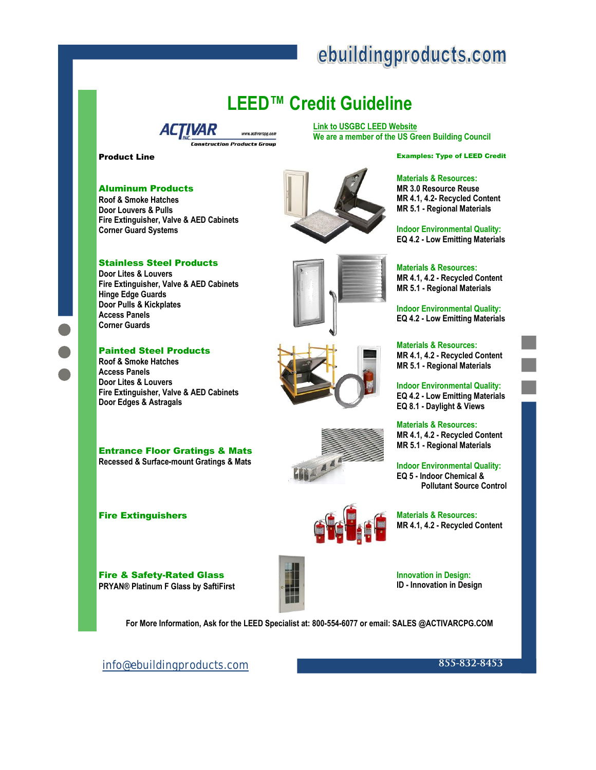ebuildingproducts.com

# LEED™ Credit Guideline

ACTIVAR INC. www.activarcpg.com Construction Products Group

Link to USGBC LEED Website
We are a member of the US Green Building Council

**Product Line** — **Examples: Type of LEED Credit**

## Aluminum Products

Roof & Smoke Hatches
Door Louvers & Pulls
Fire Extinguisher, Valve & AED Cabinets
Corner Guard Systems

**Materials & Resources:**
MR 3.0 Resource Reuse
MR 4.1, 4.2- Recycled Content
MR 5.1 - Regional Materials

**Indoor Environmental Quality:**
EQ 4.2 - Low Emitting Materials

## Stainless Steel Products

Door Lites & Louvers
Fire Extinguisher, Valve & AED Cabinets
Hinge Edge Guards
Door Pulls & Kickplates
Access Panels
Corner Guards

**Materials & Resources:**
MR 4.1, 4.2 - Recycled Content
MR 5.1 - Regional Materials

**Indoor Environmental Quality:**
EQ 4.2 - Low Emitting Materials

## Painted Steel Products

Roof & Smoke Hatches
Access Panels
Door Lites & Louvers
Fire Extinguisher, Valve & AED Cabinets
Door Edges & Astragals

**Materials & Resources:**
MR 4.1, 4.2 - Recycled Content
MR 5.1 - Regional Materials

**Indoor Environmental Quality:**
EQ 4.2 - Low Emitting Materials
EQ 8.1 - Daylight & Views

## Entrance Floor Gratings & Mats

Recessed & Surface-mount Gratings & Mats

**Materials & Resources:**
MR 4.1, 4.2 - Recycled Content
MR 5.1 - Regional Materials

**Indoor Environmental Quality:**
EQ 5 - Indoor Chemical & Pollutant Source Control

## Fire Extinguishers

**Materials & Resources:**
MR 4.1, 4.2 - Recycled Content

## Fire & Safety-Rated Glass

PRYAN® Platinum F Glass by SaftiFirst

**Innovation in Design:**
ID - Innovation in Design

For More Information, Ask for the LEED Specialist at: 800-554-6077 or email: SALES @ACTIVARCPG.COM

info@ebuildingproducts.com

855-832-8453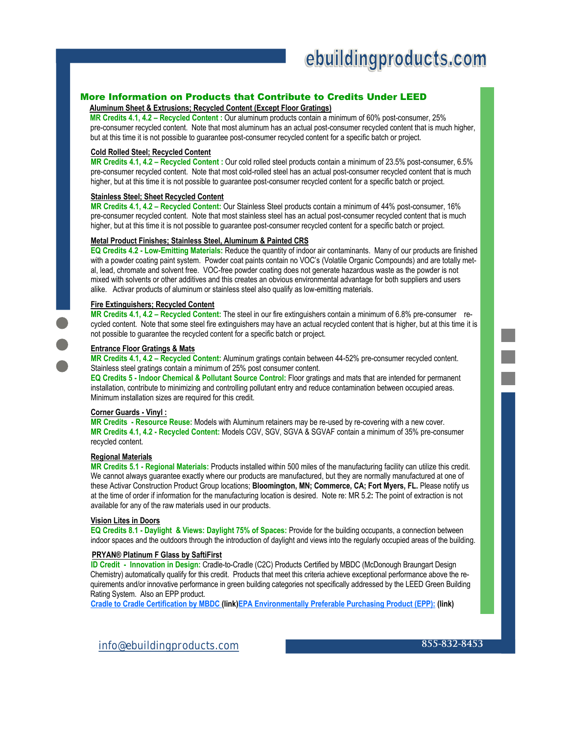ebuildingproducts.com

## More Information on Products that Contribute to Credits Under LEED

### Aluminum Sheet & Extrusions; Recycled Content (Except Floor Gratings)

**MR Credits 4.1, 4.2 – Recycled Content :** Our aluminum products contain a minimum of 60% post-consumer, 25% pre-consumer recycled content. Note that most aluminum has an actual post-consumer recycled content that is much higher, but at this time it is not possible to guarantee post-consumer recycled content for a specific batch or project.

### Cold Rolled Steel; Recycled Content

**MR Credits 4.1, 4.2 – Recycled Content :** Our cold rolled steel products contain a minimum of 23.5% post-consumer, 6.5% pre-consumer recycled content. Note that most cold-rolled steel has an actual post-consumer recycled content that is much higher, but at this time it is not possible to guarantee post-consumer recycled content for a specific batch or project.

### Stainless Steel; Sheet Recycled Content

**MR Credits 4.1, 4.2 – Recycled Content:** Our Stainless Steel products contain a minimum of 44% post-consumer, 16% pre-consumer recycled content. Note that most stainless steel has an actual post-consumer recycled content that is much higher, but at this time it is not possible to guarantee post-consumer recycled content for a specific batch or project.

### Metal Product Finishes; Stainless Steel, Aluminum & Painted CRS

**EQ Credits 4.2 - Low-Emitting Materials:** Reduce the quantity of indoor air contaminants. Many of our products are finished with a powder coating paint system. Powder coat paints contain no VOC's (Volatile Organic Compounds) and are totally metal, lead, chromate and solvent free. VOC-free powder coating does not generate hazardous waste as the powder is not mixed with solvents or other additives and this creates an obvious environmental advantage for both suppliers and users alike. Activar products of aluminum or stainless steel also qualify as low-emitting materials.

### Fire Extinguishers; Recycled Content

**MR Credits 4.1, 4.2 – Recycled Content:** The steel in our fire extinguishers contain a minimum of 6.8% pre-consumer recycled content. Note that some steel fire extinguishers may have an actual recycled content that is higher, but at this time it is not possible to guarantee the recycled content for a specific batch or project.

### Entrance Floor Gratings & Mats

**MR Credits 4.1, 4.2 – Recycled Content:** Aluminum gratings contain between 44-52% pre-consumer recycled content. Stainless steel gratings contain a minimum of 25% post consumer content.

**EQ Credits 5 - Indoor Chemical & Pollutant Source Control:** Floor gratings and mats that are intended for permanent installation, contribute to minimizing and controlling pollutant entry and reduce contamination between occupied areas. Minimum installation sizes are required for this credit.

### Corner Guards - Vinyl :

**MR Credits - Resource Reuse:** Models with Aluminum retainers may be re-used by re-covering with a new cover.

**MR Credits 4.1, 4.2 - Recycled Content:** Models CGV, SGV, SGVA & SGVAF contain a minimum of 35% pre-consumer recycled content.

### Regional Materials

**MR Credits 5.1 - Regional Materials:** Products installed within 500 miles of the manufacturing facility can utilize this credit. We cannot always guarantee exactly where our products are manufactured, but they are normally manufactured at one of these Activar Construction Product Group locations; **Bloomington, MN; Commerce, CA; Fort Myers, FL.** Please notify us at the time of order if information for the manufacturing location is desired. Note re: MR 5.2**:** The point of extraction is not available for any of the raw materials used in our products.

### Vision Lites in Doors

**EQ Credits 8.1 - Daylight & Views: Daylight 75% of Spaces:** Provide for the building occupants, a connection between indoor spaces and the outdoors through the introduction of daylight and views into the regularly occupied areas of the building.

### PRYAN® Platinum F Glass by SaftiFirst

**ID Credit - Innovation in Design:** Cradle-to-Cradle (C2C) Products Certified by MBDC (McDonough Braungart Design Chemistry) automatically qualify for this credit. Products that meet this criteria achieve exceptional performance above the requirements and/or innovative performance in green building categories not specifically addressed by the LEED Green Building Rating System. Also an EPP product.

Cradle to Cradle Certification by MBDC **(link)** EPA Environmentally Preferable Purchasing Product (EPP): **(link)**

info@ebuildingproducts.com

855-832-8453